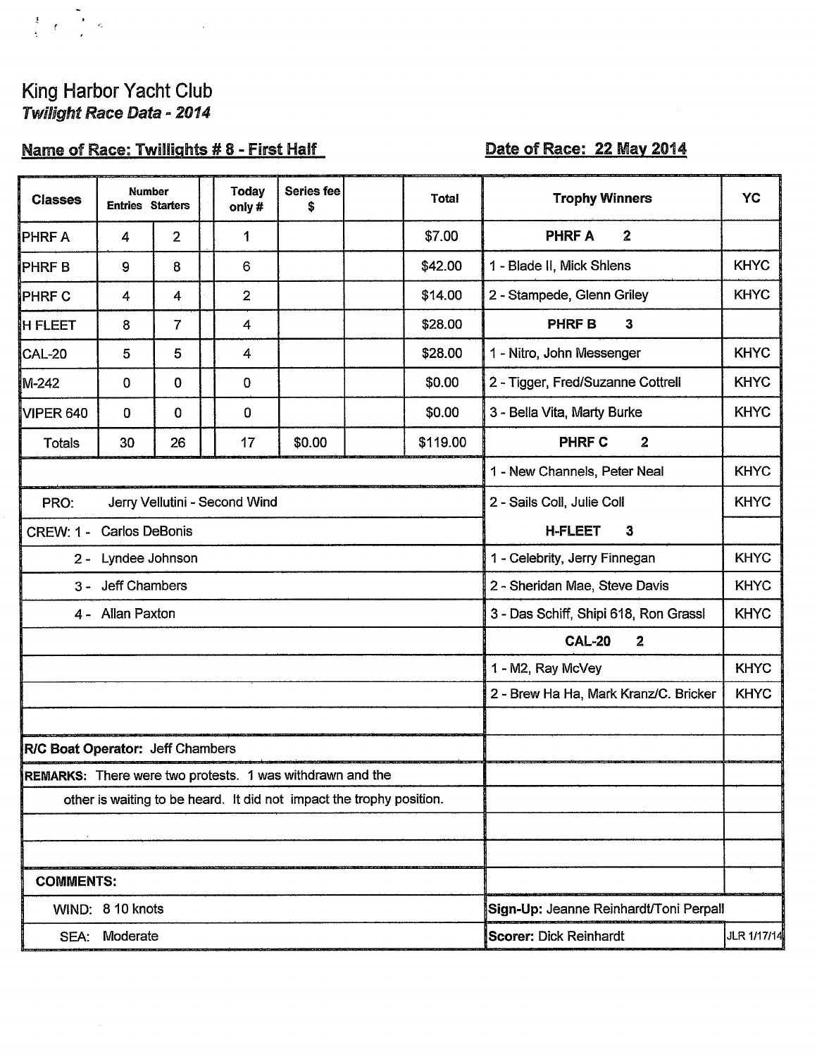# King Harbor Yacht Club

***Twilight Race Data - 2014***

**Name of Race: Twillights # 8 - First Half**

**Date of Race: 22 May 2014**

| Classes | Number Entries | Starters | | Today only # | Series fee $ | | Total |
|---|---|---|---|---|---|---|---|
| PHRF A | 4 | 2 | | 1 | | | $7.00 |
| PHRF B | 9 | 8 | | 6 | | | $42.00 |
| PHRF C | 4 | 4 | | 2 | | | $14.00 |
| H FLEET | 8 | 7 | | 4 | | | $28.00 |
| CAL-20 | 5 | 5 | | 4 | | | $28.00 |
| M-242 | 0 | 0 | | 0 | | | $0.00 |
| VIPER 640 | 0 | 0 | | 0 | | | $0.00 |
| Totals | 30 | 26 | | 17 | $0.00 | | $119.00 |

PRO: Jerry Vellutini - Second Wind

CREW:
1 - Carlos DeBonis
2 - Lyndee Johnson
3 - Jeff Chambers
4 - Allan Paxton

**R/C Boat Operator:** Jeff Chambers

**REMARKS:** There were two protests. 1 was withdrawn and the other is waiting to be heard. It did not impact the trophy position.

**COMMENTS:**

WIND: 8 10 knots

SEA: Moderate

| Trophy Winners | YC |
|---|---|
| **PHRF A 2** | |
| 1 - Blade II, Mick Shlens | KHYC |
| 2 - Stampede, Glenn Griley | KHYC |
| **PHRF B 3** | |
| 1 - Nitro, John Messenger | KHYC |
| 2 - Tigger, Fred/Suzanne Cottrell | KHYC |
| 3 - Bella Vita, Marty Burke | KHYC |
| **PHRF C 2** | |
| 1 - New Channels, Peter Neal | KHYC |
| 2 - Sails Coll, Julie Coll | KHYC |
| **H-FLEET 3** | |
| 1 - Celebrity, Jerry Finnegan | KHYC |
| 2 - Sheridan Mae, Steve Davis | KHYC |
| 3 - Das Schiff, Shipi 618, Ron Grassl | KHYC |
| **CAL-20 2** | |
| 1 - M2, Ray McVey | KHYC |
| 2 - Brew Ha Ha, Mark Kranz/C. Bricker | KHYC |

**Sign-Up:** Jeanne Reinhardt/Toni Perpall

**Scorer:** Dick Reinhardt

JLR 1/17/14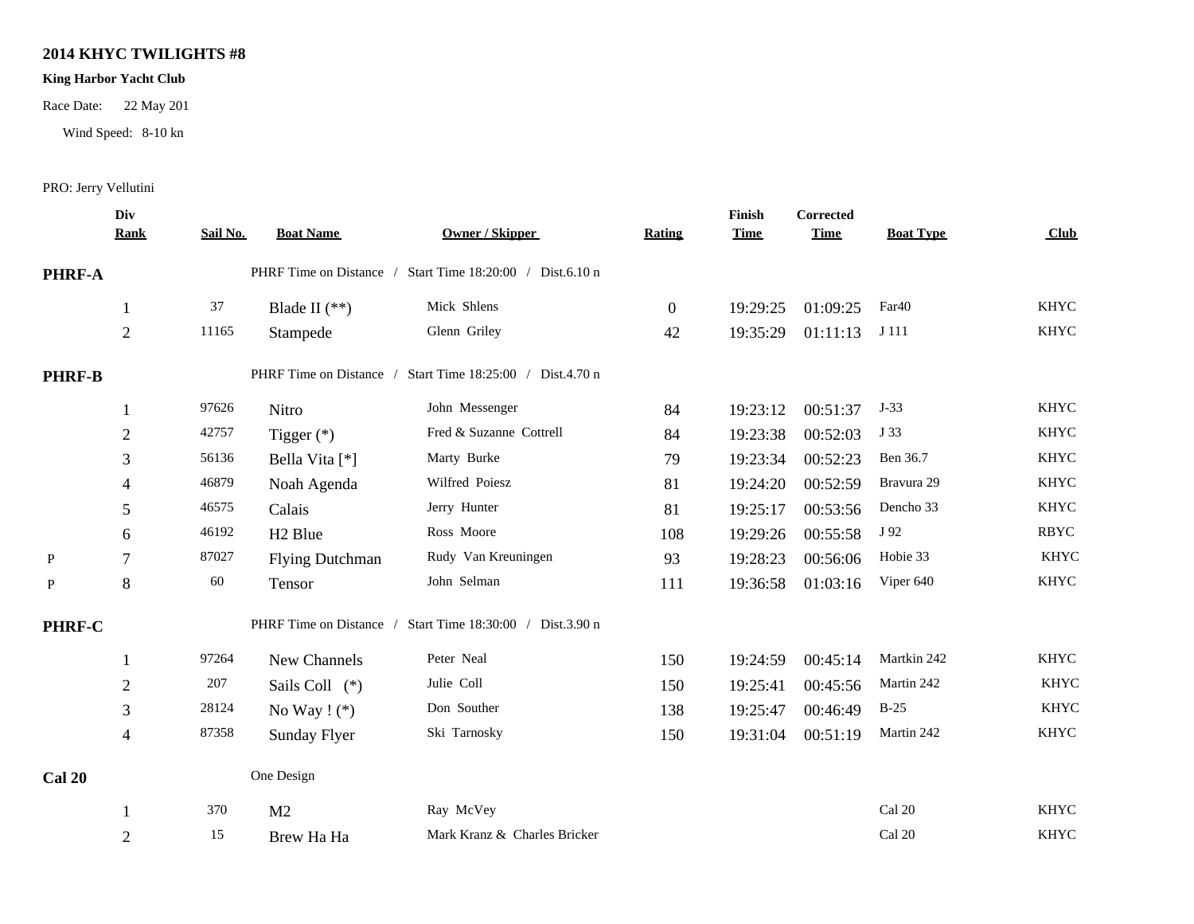**2014 KHYC TWILIGHTS #8**

**King Harbor Yacht Club**

Race Date: 22 May 201

Wind Speed: 8-10 kn

PRO: Jerry Vellutini

| | Div Rank | Sail No. | Boat Name | Owner / Skipper | Rating | Finish Time | Corrected Time | Boat Type | Club |
|---|---|---|---|---|---|---|---|---|---|
| **PHRF-A** | | | PHRF Time on Distance / Start Time 18:20:00 / Dist.6.10 n | | | | | | |
| | 1 | 37 | Blade II (**) | Mick Shlens | 0 | 19:29:25 | 01:09:25 | Far40 | KHYC |
| | 2 | 11165 | Stampede | Glenn Griley | 42 | 19:35:29 | 01:11:13 | J 111 | KHYC |
| **PHRF-B** | | | PHRF Time on Distance / Start Time 18:25:00 / Dist.4.70 n | | | | | | |
| | 1 | 97626 | Nitro | John Messenger | 84 | 19:23:12 | 00:51:37 | J-33 | KHYC |
| | 2 | 42757 | Tigger (*) | Fred & Suzanne Cottrell | 84 | 19:23:38 | 00:52:03 | J 33 | KHYC |
| | 3 | 56136 | Bella Vita [*] | Marty Burke | 79 | 19:23:34 | 00:52:23 | Ben 36.7 | KHYC |
| | 4 | 46879 | Noah Agenda | Wilfred Poiesz | 81 | 19:24:20 | 00:52:59 | Bravura 29 | KHYC |
| | 5 | 46575 | Calais | Jerry Hunter | 81 | 19:25:17 | 00:53:56 | Dencho 33 | KHYC |
| | 6 | 46192 | H2 Blue | Ross Moore | 108 | 19:29:26 | 00:55:58 | J 92 | RBYC |
| P | 7 | 87027 | Flying Dutchman | Rudy Van Kreuningen | 93 | 19:28:23 | 00:56:06 | Hobie 33 | KHYC |
| P | 8 | 60 | Tensor | John Selman | 111 | 19:36:58 | 01:03:16 | Viper 640 | KHYC |
| **PHRF-C** | | | PHRF Time on Distance / Start Time 18:30:00 / Dist.3.90 n | | | | | | |
| | 1 | 97264 | New Channels | Peter Neal | 150 | 19:24:59 | 00:45:14 | Martkin 242 | KHYC |
| | 2 | 207 | Sails Coll (*) | Julie Coll | 150 | 19:25:41 | 00:45:56 | Martin 242 | KHYC |
| | 3 | 28124 | No Way ! (*) | Don Souther | 138 | 19:25:47 | 00:46:49 | B-25 | KHYC |
| | 4 | 87358 | Sunday Flyer | Ski Tarnosky | 150 | 19:31:04 | 00:51:19 | Martin 242 | KHYC |
| **Cal 20** | | | One Design | | | | | | |
| | 1 | 370 | M2 | Ray McVey | | | | Cal 20 | KHYC |
| | 2 | 15 | Brew Ha Ha | Mark Kranz & Charles Bricker | | | | Cal 20 | KHYC |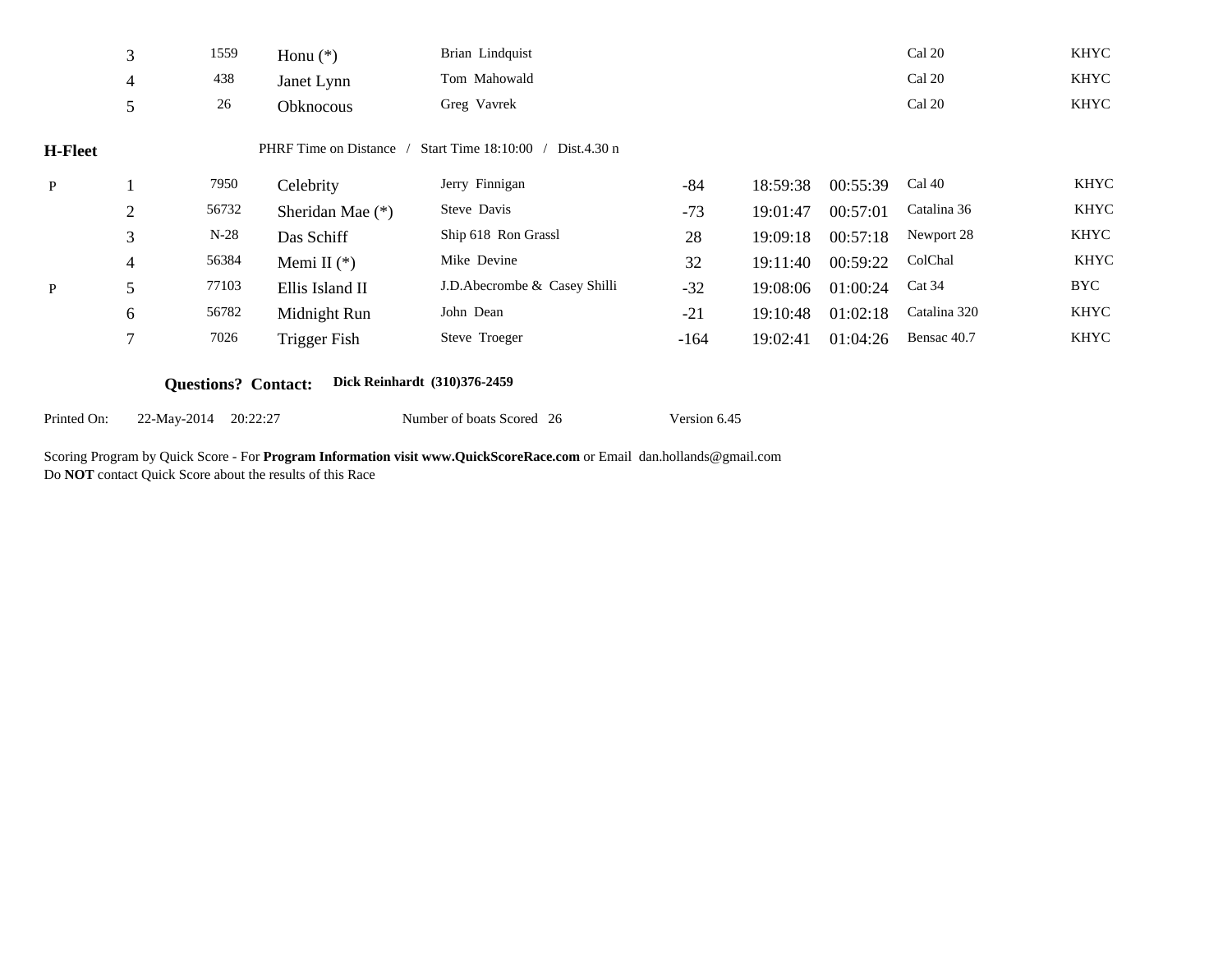| | | | | | | | | | | |
|---|---|---|---|---|---|---|---|---|---|---|
| | 3 | 1559 | Honu (*) | Brian Lindquist | | | | Cal 20 | KHYC |
| | 4 | 438 | Janet Lynn | Tom Mahowald | | | | Cal 20 | KHYC |
| | 5 | 26 | Obknocous | Greg Vavrek | | | | Cal 20 | KHYC |

**H-Fleet** PHRF Time on Distance / Start Time 18:10:00 / Dist.4.30 n

| | | | | | | | | | |
|---|---|---|---|---|---|---|---|---|---|
| P | 1 | 7950 | Celebrity | Jerry Finnigan | -84 | 18:59:38 | 00:55:39 | Cal 40 | KHYC |
| | 2 | 56732 | Sheridan Mae (*) | Steve Davis | -73 | 19:01:47 | 00:57:01 | Catalina 36 | KHYC |
| | 3 | N-28 | Das Schiff | Ship 618 Ron Grassl | 28 | 19:09:18 | 00:57:18 | Newport 28 | KHYC |
| | 4 | 56384 | Memi II (*) | Mike Devine | 32 | 19:11:40 | 00:59:22 | ColChal | KHYC |
| P | 5 | 77103 | Ellis Island II | J.D.Abecrombe & Casey Shilli | -32 | 19:08:06 | 01:00:24 | Cat 34 | BYC |
| | 6 | 56782 | Midnight Run | John Dean | -21 | 19:10:48 | 01:02:18 | Catalina 320 | KHYC |
| | 7 | 7026 | Trigger Fish | Steve Troeger | -164 | 19:02:41 | 01:04:26 | Bensac 40.7 | KHYC |

**Questions? Contact:** **Dick Reinhardt (310)376-2459**

Printed On: 22-May-2014 20:22:27 Number of boats Scored 26 Version 6.45

Scoring Program by Quick Score - For **Program Information visit www.QuickScoreRace.com** or Email dan.hollands@gmail.com
Do **NOT** contact Quick Score about the results of this Race